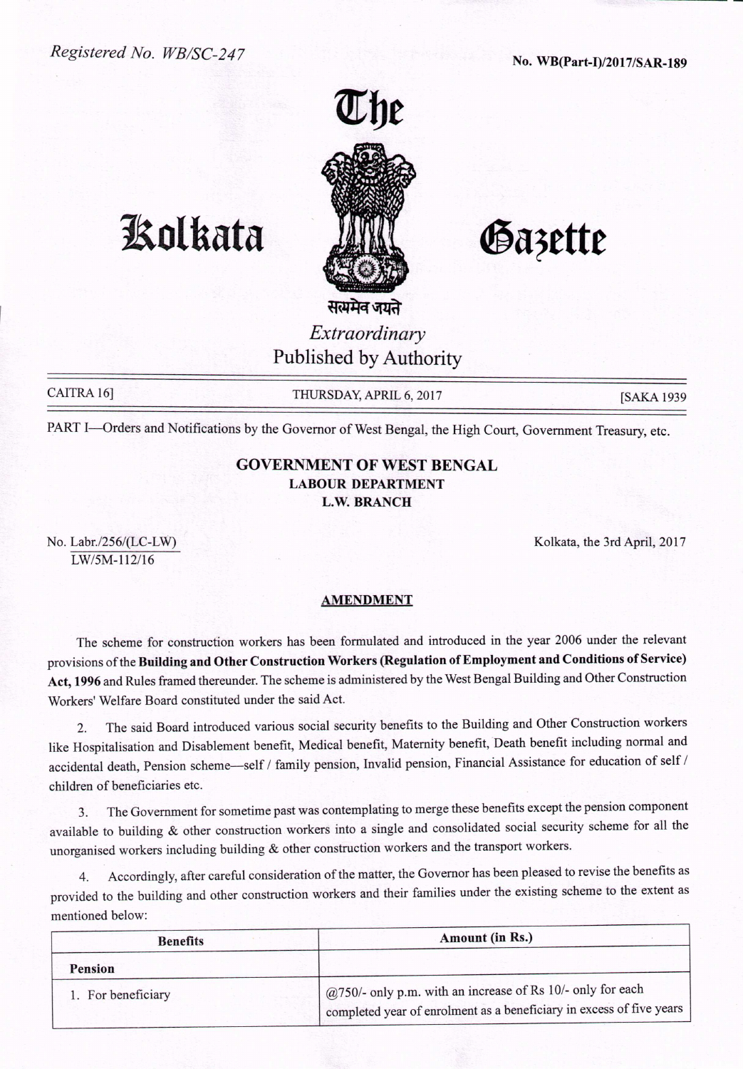Registered No. WB/SC-247

No. WB(Part-I)/2017/SAR-189

# The Kolkata Gazette

सत्यमेव जयते

*Extraordinary*

Published by Authority

CAITRA 16] THURSDAY, APRIL 6, 2017 [SAKA 1939

PART I—Orders and Notifications by the Governor of West Bengal, the High Court, Government Treasury, etc.

## GOVERNMENT OF WEST BENGAL
### LABOUR DEPARTMENT
### L.W. BRANCH

No. Labr./256/(LC-LW)
LW/5M-112/16

Kolkata, the 3rd April, 2017

### AMENDMENT

The scheme for construction workers has been formulated and introduced in the year 2006 under the relevant provisions of the **Building and Other Construction Workers (Regulation of Employment and Conditions of Service) Act, 1996** and Rules framed thereunder. The scheme is administered by the West Bengal Building and Other Construction Workers' Welfare Board constituted under the said Act.

2. The said Board introduced various social security benefits to the Building and Other Construction workers like Hospitalisation and Disablement benefit, Medical benefit, Maternity benefit, Death benefit including normal and accidental death, Pension scheme—self / family pension, Invalid pension, Financial Assistance for education of self / children of beneficiaries etc.

3. The Government for sometime past was contemplating to merge these benefits except the pension component available to building & other construction workers into a single and consolidated social security scheme for all the unorganised workers including building & other construction workers and the transport workers.

4. Accordingly, after careful consideration of the matter, the Governor has been pleased to revise the benefits as provided to the building and other construction workers and their families under the existing scheme to the extent as mentioned below:

| Benefits | Amount (in Rs.) |
|---|---|
| **Pension** | |
| 1. For beneficiary | @750/- only p.m. with an increase of Rs 10/- only for each completed year of enrolment as a beneficiary in excess of five years |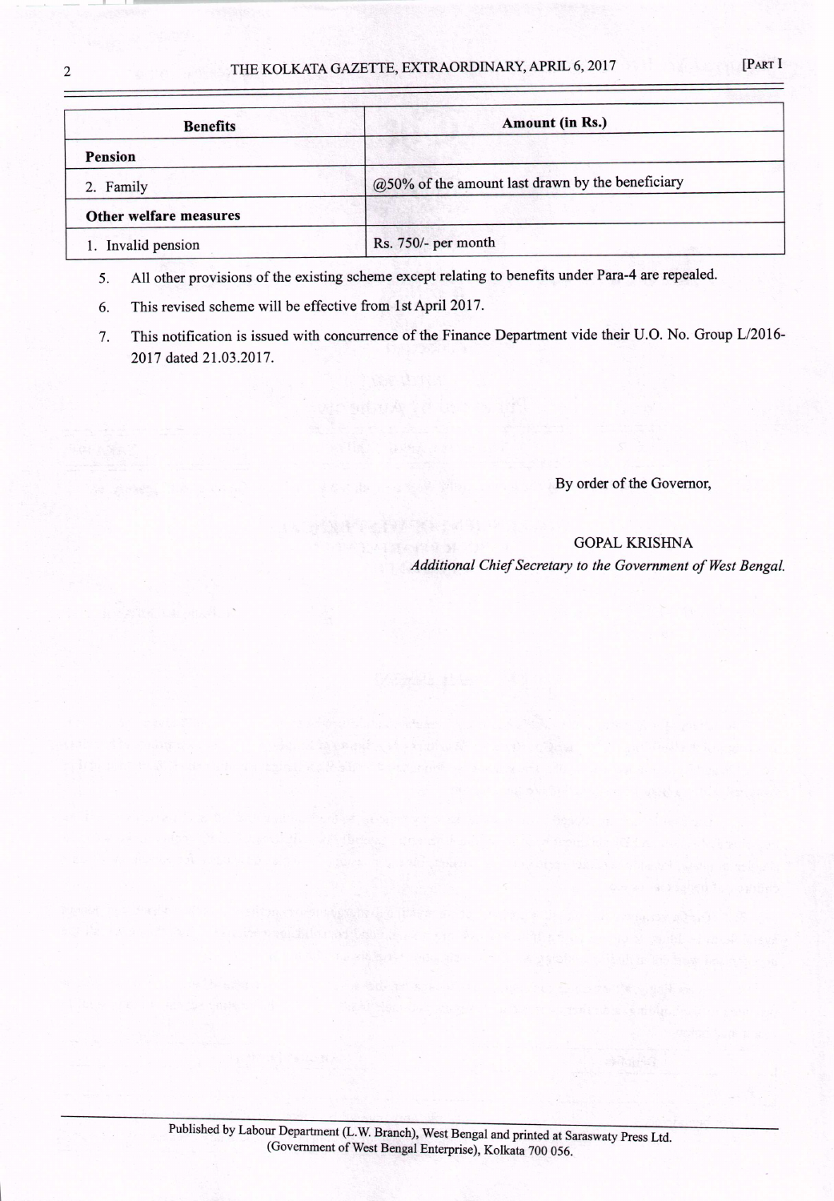| Benefits | Amount (in Rs.) |
|---|---|
| **Pension** | |
| 2. Family | @50% of the amount last drawn by the beneficiary |
| **Other welfare measures** | |
| 1. Invalid pension | Rs. 750/- per month |

5. All other provisions of the existing scheme except relating to benefits under Para-4 are repealed.

6. This revised scheme will be effective from 1st April 2017.

7. This notification is issued with concurrence of the Finance Department vide their U.O. No. Group L/2016-2017 dated 21.03.2017.

By order of the Governor,

GOPAL KRISHNA
*Additional Chief Secretary to the Government of West Bengal.*

Published by Labour Department (L.W. Branch), West Bengal and printed at Saraswaty Press Ltd. (Government of West Bengal Enterprise), Kolkata 700 056.